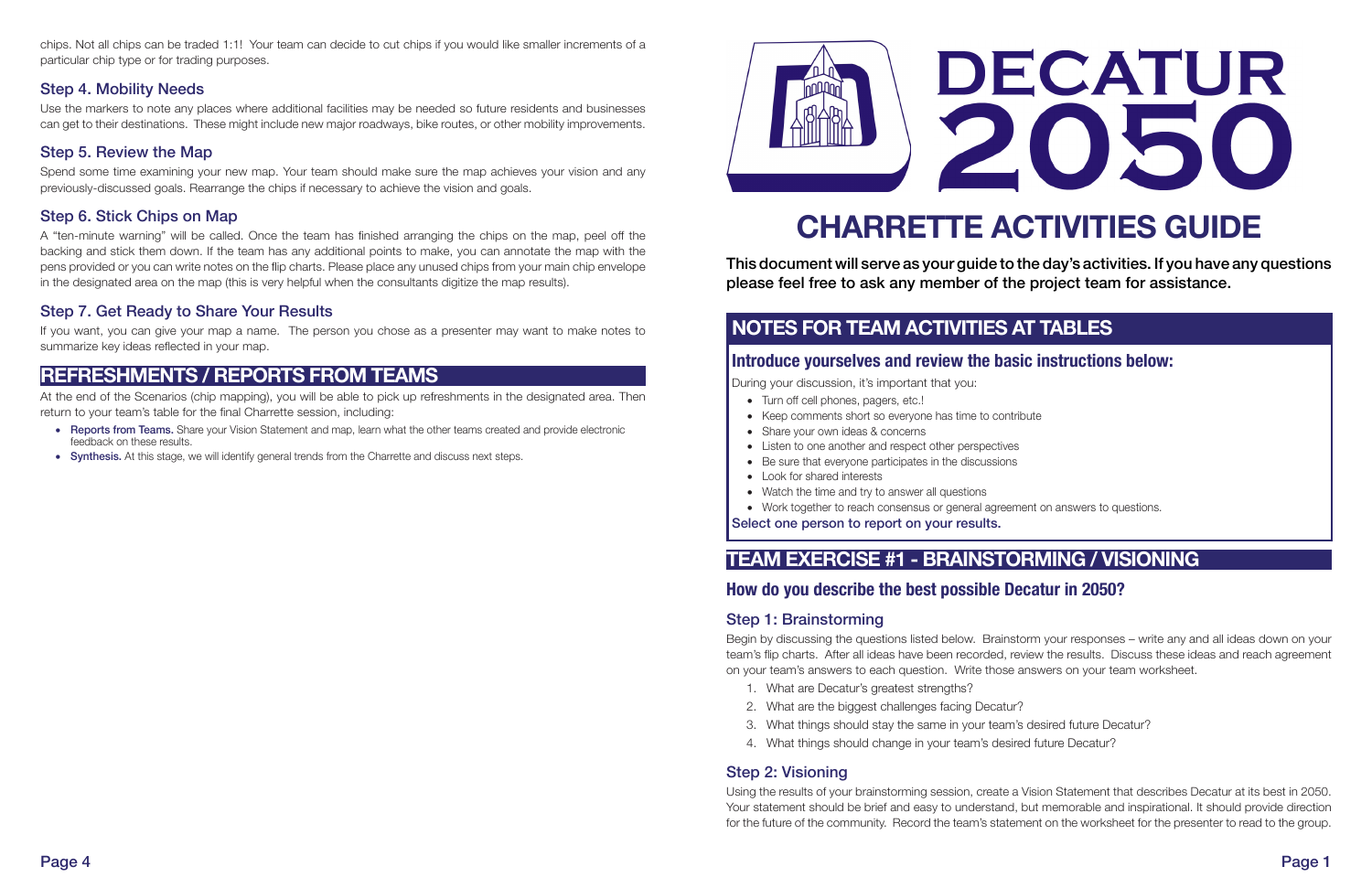chips. Not all chips can be traded 1:1! Your team can decide to cut chips if you would like smaller increments of a particular chip type or for trading purposes.

### Step 4. Mobility Needs

Use the markers to note any places where additional facilities may be needed so future residents and businesses can get to their destinations. These might include new major roadways, bike routes, or other mobility improvements.

### Step 5. Review the Map

Spend some time examining your new map. Your team should make sure the map achieves your vision and any previously-discussed goals. Rearrange the chips if necessary to achieve the vision and goals.

### Step 6. Stick Chips on Map

A "ten-minute warning" will be called. Once the team has finished arranging the chips on the map, peel off the backing and stick them down. If the team has any additional points to make, you can annotate the map with the pens provided or you can write notes on the flip charts. Please place any unused chips from your main chip envelope in the designated area on the map (this is very helpful when the consultants digitize the map results).

### Step 7. Get Ready to Share Your Results

If you want, you can give your map a name. The person you chose as a presenter may want to make notes to summarize key ideas reflected in your map.

## REFRESHMENTS / REPORTS FROM TEAMS

At the end of the Scenarios (chip mapping), you will be able to pick up refreshments in the designated area. Then return to your team's table for the final Charrette session, including:

- **Reports from Teams.** Share your Vision Statement and map, learn what the other teams created and provide electronic feedback on these results.
- **Synthesis.** At this stage, we will identify general trends from the Charrette and discuss next steps.

# DECATUR 2050

# CHARRETTE ACTIVITIES GUIDE

**This document will serve as your guide to the day's activities. If you have any questions please feel free to ask any member of the project team for assistance.**

## NOTES FOR TEAM ACTIVITIES AT TABLES

### Introduce yourselves and review the basic instructions below:

During your discussion, it's important that you:

- Turn off cell phones, pagers, etc.!
- Keep comments short so everyone has time to contribute
- Share your own ideas & concerns
- Listen to one another and respect other perspectives
- Be sure that everyone participates in the discussions
- Look for shared interests
- Watch the time and try to answer all questions
- Work together to reach consensus or general agreement on answers to questions.

**Select one person to report on your results.**

## TEAM EXERCISE #1 - BRAINSTORMING / VISIONING

### How do you describe the best possible Decatur in 2050?

### Step 1: Brainstorming

Begin by discussing the questions listed below. Brainstorm your responses – write any and all ideas down on your team's flip charts. After all ideas have been recorded, review the results. Discuss these ideas and reach agreement on your team's answers to each question. Write those answers on your team worksheet.

1. What are Decatur's greatest strengths?
2. What are the biggest challenges facing Decatur?
3. What things should stay the same in your team's desired future Decatur?
4. What things should change in your team's desired future Decatur?

### Step 2: Visioning

Using the results of your brainstorming session, create a Vision Statement that describes Decatur at its best in 2050. Your statement should be brief and easy to understand, but memorable and inspirational. It should provide direction for the future of the community. Record the team's statement on the worksheet for the presenter to read to the group.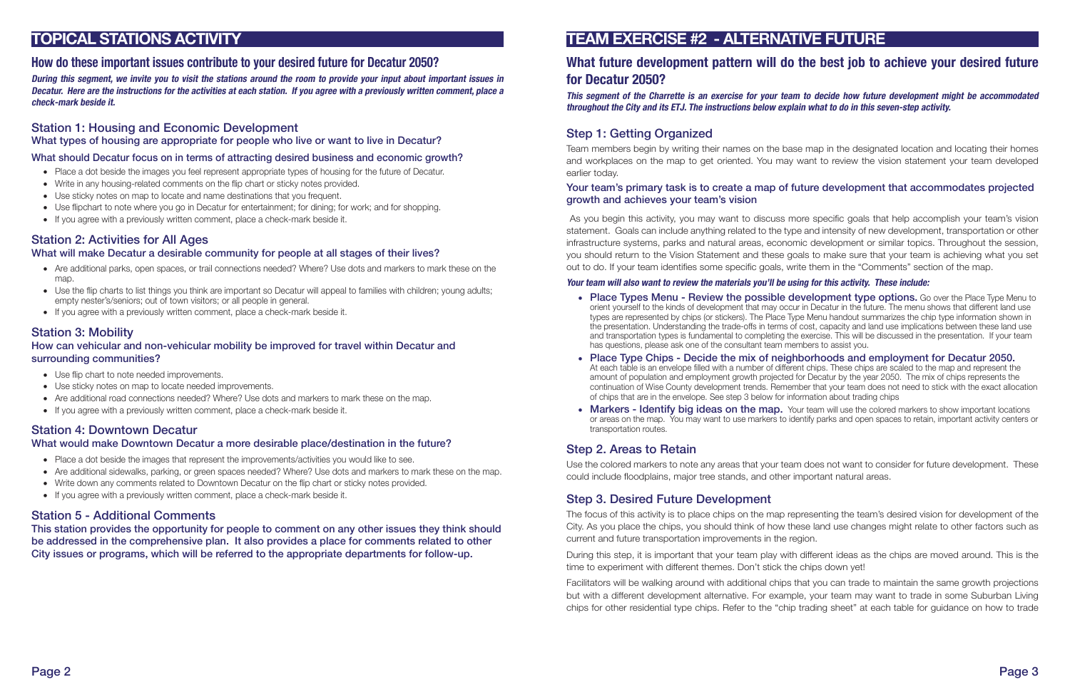# TOPICAL STATIONS ACTIVITY

## How do these important issues contribute to your desired future for Decatur 2050?

***During this segment, we invite you to visit the stations around the room to provide your input about important issues in Decatur. Here are the instructions for the activities at each station. If you agree with a previously written comment, place a check-mark beside it.***

### Station 1: Housing and Economic Development

**What types of housing are appropriate for people who live or want to live in Decatur?**

**What should Decatur focus on in terms of attracting desired business and economic growth?**

- Place a dot beside the images you feel represent appropriate types of housing for the future of Decatur.
- Write in any housing-related comments on the flip chart or sticky notes provided.
- Use sticky notes on map to locate and name destinations that you frequent.
- Use flipchart to note where you go in Decatur for entertainment; for dining; for work; and for shopping.
- If you agree with a previously written comment, place a check-mark beside it.

### Station 2: Activities for All Ages

**What will make Decatur a desirable community for people at all stages of their lives?**

- Are additional parks, open spaces, or trail connections needed? Where? Use dots and markers to mark these on the map.
- Use the flip charts to list things you think are important so Decatur will appeal to families with children; young adults; empty nester's/seniors; out of town visitors; or all people in general.
- If you agree with a previously written comment, place a check-mark beside it.

### Station 3: Mobility

**How can vehicular and non-vehicular mobility be improved for travel within Decatur and surrounding communities?**

- Use flip chart to note needed improvements.
- Use sticky notes on map to locate needed improvements.
- Are additional road connections needed? Where? Use dots and markers to mark these on the map.
- If you agree with a previously written comment, place a check-mark beside it.

### Station 4: Downtown Decatur

**What would make Downtown Decatur a more desirable place/destination in the future?**

- Place a dot beside the images that represent the improvements/activities you would like to see.
- Are additional sidewalks, parking, or green spaces needed? Where? Use dots and markers to mark these on the map.
- Write down any comments related to Downtown Decatur on the flip chart or sticky notes provided.
- If you agree with a previously written comment, place a check-mark beside it.

### Station 5 - Additional Comments

**This station provides the opportunity for people to comment on any other issues they think should be addressed in the comprehensive plan. It also provides a place for comments related to other City issues or programs, which will be referred to the appropriate departments for follow-up.**

# TEAM EXERCISE #2 - ALTERNATIVE FUTURE

## What future development pattern will do the best job to achieve your desired future for Decatur 2050?

***This segment of the Charrette is an exercise for your team to decide how future development might be accommodated throughout the City and its ETJ. The instructions below explain what to do in this seven-step activity.***

### Step 1: Getting Organized

Team members begin by writing their names on the base map in the designated location and locating their homes and workplaces on the map to get oriented. You may want to review the vision statement your team developed earlier today.

**Your team's primary task is to create a map of future development that accommodates projected growth and achieves your team's vision**

As you begin this activity, you may want to discuss more specific goals that help accomplish your team's vision statement. Goals can include anything related to the type and intensity of new development, transportation or other infrastructure systems, parks and natural areas, economic development or similar topics. Throughout the session, you should return to the Vision Statement and these goals to make sure that your team is achieving what you set out to do. If your team identifies some specific goals, write them in the "Comments" section of the map.

***Your team will also want to review the materials you'll be using for this activity. These include:***

- **Place Types Menu - Review the possible development type options.** Go over the Place Type Menu to orient yourself to the kinds of development that may occur in Decatur in the future. The menu shows that different land use types are represented by chips (or stickers). The Place Type Menu handout summarizes the chip type information shown in the presentation. Understanding the trade-offs in terms of cost, capacity and land use implications between these land use and transportation types is fundamental to completing the exercise. This will be discussed in the presentation. If your team has questions, please ask one of the consultant team members to assist you.
- **Place Type Chips - Decide the mix of neighborhoods and employment for Decatur 2050.** At each table is an envelope filled with a number of different chips. These chips are scaled to the map and represent the amount of population and employment growth projected for Decatur by the year 2050. The mix of chips represents the continuation of Wise County development trends. Remember that your team does not need to stick with the exact allocation of chips that are in the envelope. See step 3 below for information about trading chips
- **Markers - Identify big ideas on the map.** Your team will use the colored markers to show important locations or areas on the map. You may want to use markers to identify parks and open spaces to retain, important activity centers or transportation routes.

### Step 2. Areas to Retain

Use the colored markers to note any areas that your team does not want to consider for future development. These could include floodplains, major tree stands, and other important natural areas.

### Step 3. Desired Future Development

The focus of this activity is to place chips on the map representing the team's desired vision for development of the City. As you place the chips, you should think of how these land use changes might relate to other factors such as current and future transportation improvements in the region.

During this step, it is important that your team play with different ideas as the chips are moved around. This is the time to experiment with different themes. Don't stick the chips down yet!

Facilitators will be walking around with additional chips that you can trade to maintain the same growth projections but with a different development alternative. For example, your team may want to trade in some Suburban Living chips for other residential type chips. Refer to the "chip trading sheet" at each table for guidance on how to trade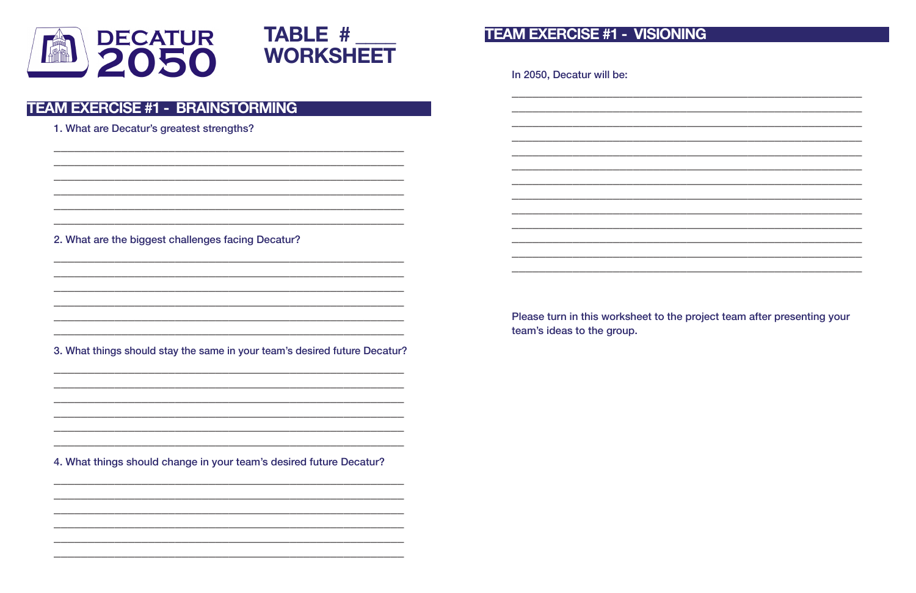# DECATUR 2050

# TABLE # ____ WORKSHEET

## TEAM EXERCISE #1 - BRAINSTORMING

1. What are Decatur's greatest strengths?

______________________________________________________________
______________________________________________________________
______________________________________________________________
______________________________________________________________
______________________________________________________________
______________________________________________________________

2. What are the biggest challenges facing Decatur?

______________________________________________________________
______________________________________________________________
______________________________________________________________
______________________________________________________________
______________________________________________________________
______________________________________________________________

3. What things should stay the same in your team's desired future Decatur?

______________________________________________________________
______________________________________________________________
______________________________________________________________
______________________________________________________________
______________________________________________________________
______________________________________________________________

4. What things should change in your team's desired future Decatur?

______________________________________________________________
______________________________________________________________
______________________________________________________________
______________________________________________________________
______________________________________________________________
______________________________________________________________

## TEAM EXERCISE #1 - VISIONING

In 2050, Decatur will be:

______________________________________________________________
______________________________________________________________
______________________________________________________________
______________________________________________________________
______________________________________________________________
______________________________________________________________
______________________________________________________________
______________________________________________________________
______________________________________________________________
______________________________________________________________
______________________________________________________________
______________________________________________________________
______________________________________________________________

Please turn in this worksheet to the project team after presenting your team's ideas to the group.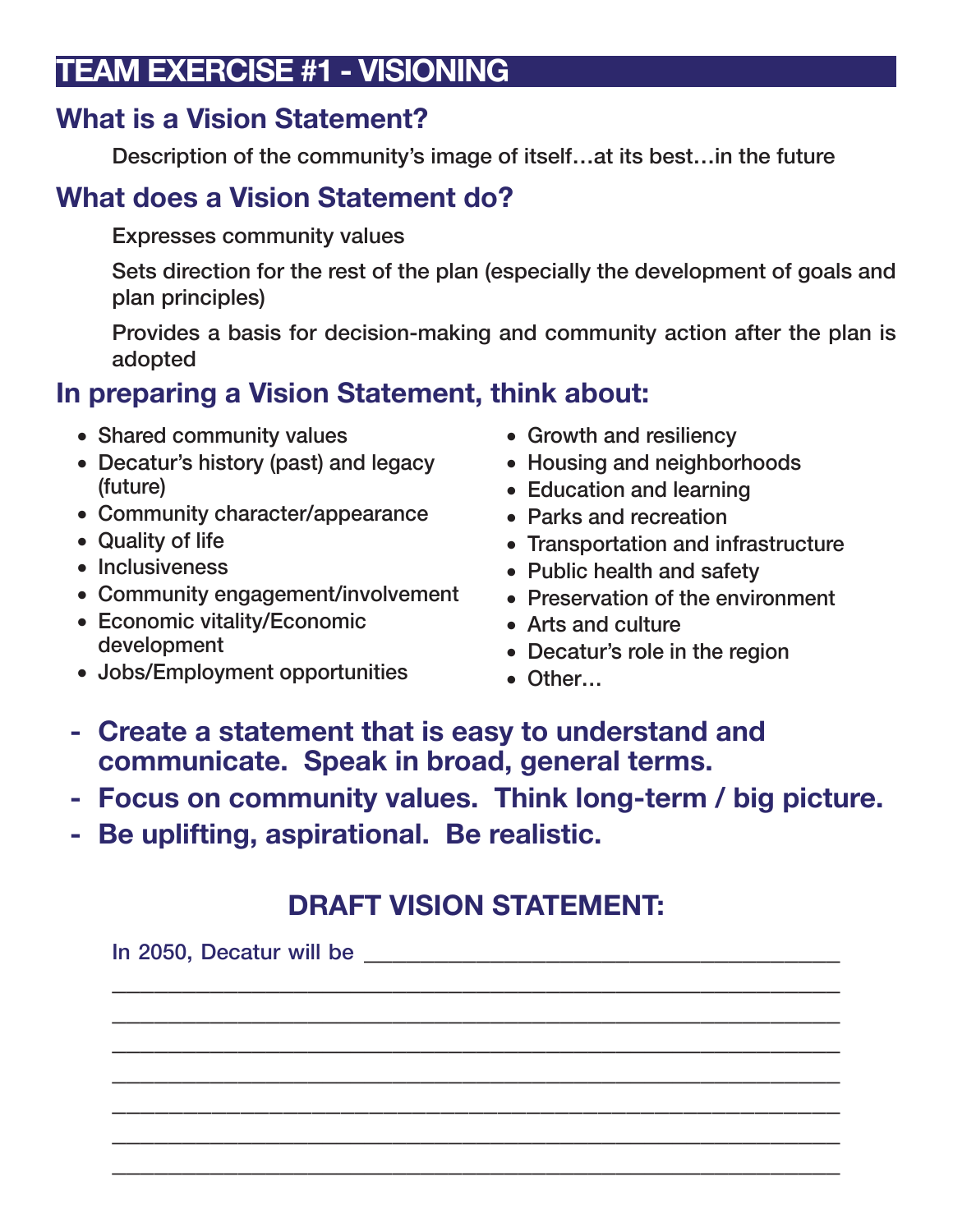# TEAM EXERCISE #1 - VISIONING

## What is a Vision Statement?

Description of the community's image of itself…at its best…in the future

## What does a Vision Statement do?

Expresses community values

Sets direction for the rest of the plan (especially the development of goals and plan principles)

Provides a basis for decision-making and community action after the plan is adopted

## In preparing a Vision Statement, think about:

- Shared community values
- Decatur's history (past) and legacy (future)
- Community character/appearance
- Quality of life
- Inclusiveness
- Community engagement/involvement
- Economic vitality/Economic development
- Jobs/Employment opportunities
- Growth and resiliency
- Housing and neighborhoods
- Education and learning
- Parks and recreation
- Transportation and infrastructure
- Public health and safety
- Preservation of the environment
- Arts and culture
- Decatur's role in the region
- Other…

- **Create a statement that is easy to understand and communicate. Speak in broad, general terms.**
- **Focus on community values. Think long-term / big picture.**
- **Be uplifting, aspirational. Be realistic.**

## DRAFT VISION STATEMENT:

In 2050, Decatur will be ________________________________________

______________________________________________________________

______________________________________________________________

______________________________________________________________

______________________________________________________________

______________________________________________________________

______________________________________________________________

______________________________________________________________